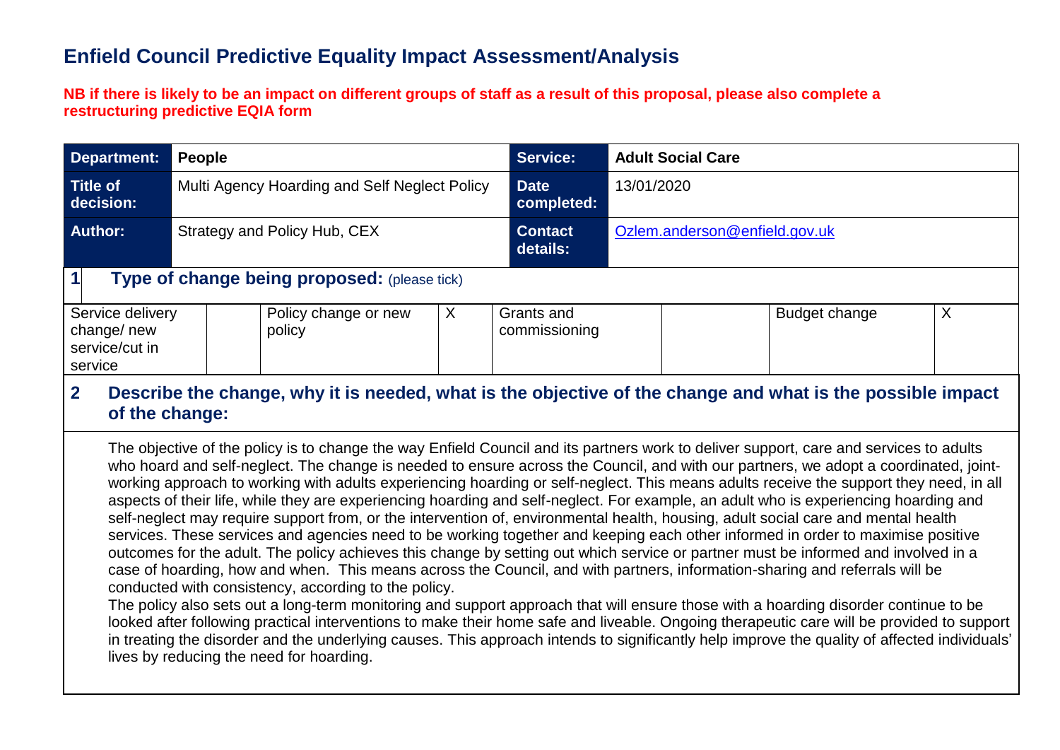# Enfield Council Predictive Equality Impact Assessment/Analysis

**NB if there is likely to be an impact on different groups of staff as a result of this proposal, please also complete a restructuring predictive EQIA form**

| **Department:** | **People** | **Service:** | **Adult Social Care** |
|---|---|---|---|
| **Title of decision:** | Multi Agency Hoarding and Self Neglect Policy | **Date completed:** | 13/01/2020 |
| **Author:** | Strategy and Policy Hub, CEX | **Contact details:** | Ozlem.anderson@enfield.gov.uk |

## 1 Type of change being proposed: (please tick)

| Service delivery change/ new service/cut in service | | Policy change or new policy | X | Grants and commissioning | | Budget change | X |
|---|---|---|---|---|---|---|---|

## 2 Describe the change, why it is needed, what is the objective of the change and what is the possible impact of the change:

The objective of the policy is to change the way Enfield Council and its partners work to deliver support, care and services to adults who hoard and self-neglect. The change is needed to ensure across the Council, and with our partners, we adopt a coordinated, joint-working approach to working with adults experiencing hoarding or self-neglect. This means adults receive the support they need, in all aspects of their life, while they are experiencing hoarding and self-neglect. For example, an adult who is experiencing hoarding and self-neglect may require support from, or the intervention of, environmental health, housing, adult social care and mental health services. These services and agencies need to be working together and keeping each other informed in order to maximise positive outcomes for the adult. The policy achieves this change by setting out which service or partner must be informed and involved in a case of hoarding, how and when. This means across the Council, and with partners, information-sharing and referrals will be conducted with consistency, according to the policy.

The policy also sets out a long-term monitoring and support approach that will ensure those with a hoarding disorder continue to be looked after following practical interventions to make their home safe and liveable. Ongoing therapeutic care will be provided to support in treating the disorder and the underlying causes. This approach intends to significantly help improve the quality of affected individuals' lives by reducing the need for hoarding.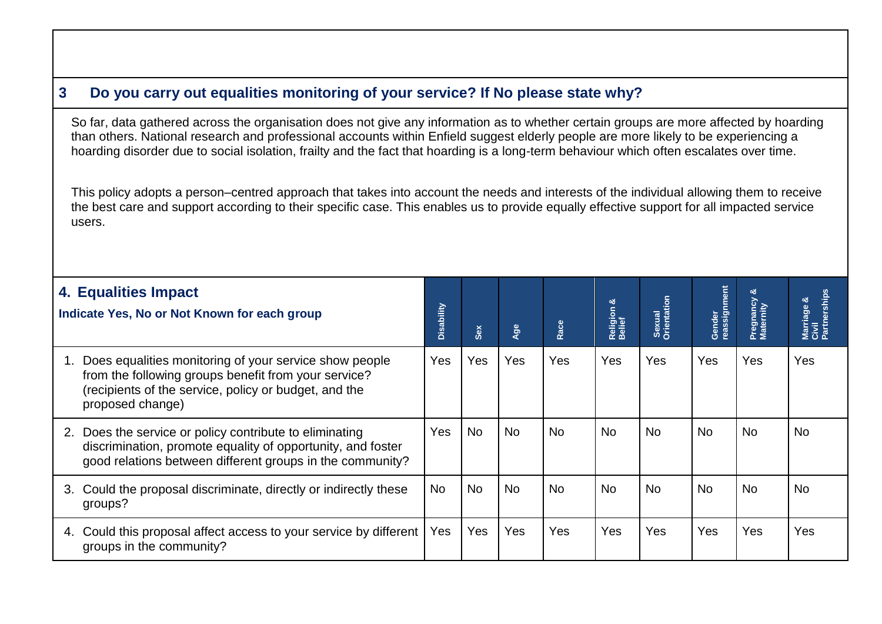## 3 Do you carry out equalities monitoring of your service? If No please state why?

So far, data gathered across the organisation does not give any information as to whether certain groups are more affected by hoarding than others. National research and professional accounts within Enfield suggest elderly people are more likely to be experiencing a hoarding disorder due to social isolation, frailty and the fact that hoarding is a long-term behaviour which often escalates over time.

This policy adopts a person–centred approach that takes into account the needs and interests of the individual allowing them to receive the best care and support according to their specific case. This enables us to provide equally effective support for all impacted service users.

## 4. Equalities Impact

**Indicate Yes, No or Not Known for each group**

| | Disability | Sex | Age | Race | Religion & Belief | Sexual Orientation | Gender reassignment | Pregnancy & Maternity | Marriage & Civil Partnerships |
|---|---|---|---|---|---|---|---|---|---|
| 1. Does equalities monitoring of your service show people from the following groups benefit from your service? (recipients of the service, policy or budget, and the proposed change) | Yes | Yes | Yes | Yes | Yes | Yes | Yes | Yes | Yes |
| 2. Does the service or policy contribute to eliminating discrimination, promote equality of opportunity, and foster good relations between different groups in the community? | Yes | No | No | No | No | No | No | No | No |
| 3. Could the proposal discriminate, directly or indirectly these groups? | No | No | No | No | No | No | No | No | No |
| 4. Could this proposal affect access to your service by different groups in the community? | Yes | Yes | Yes | Yes | Yes | Yes | Yes | Yes | Yes |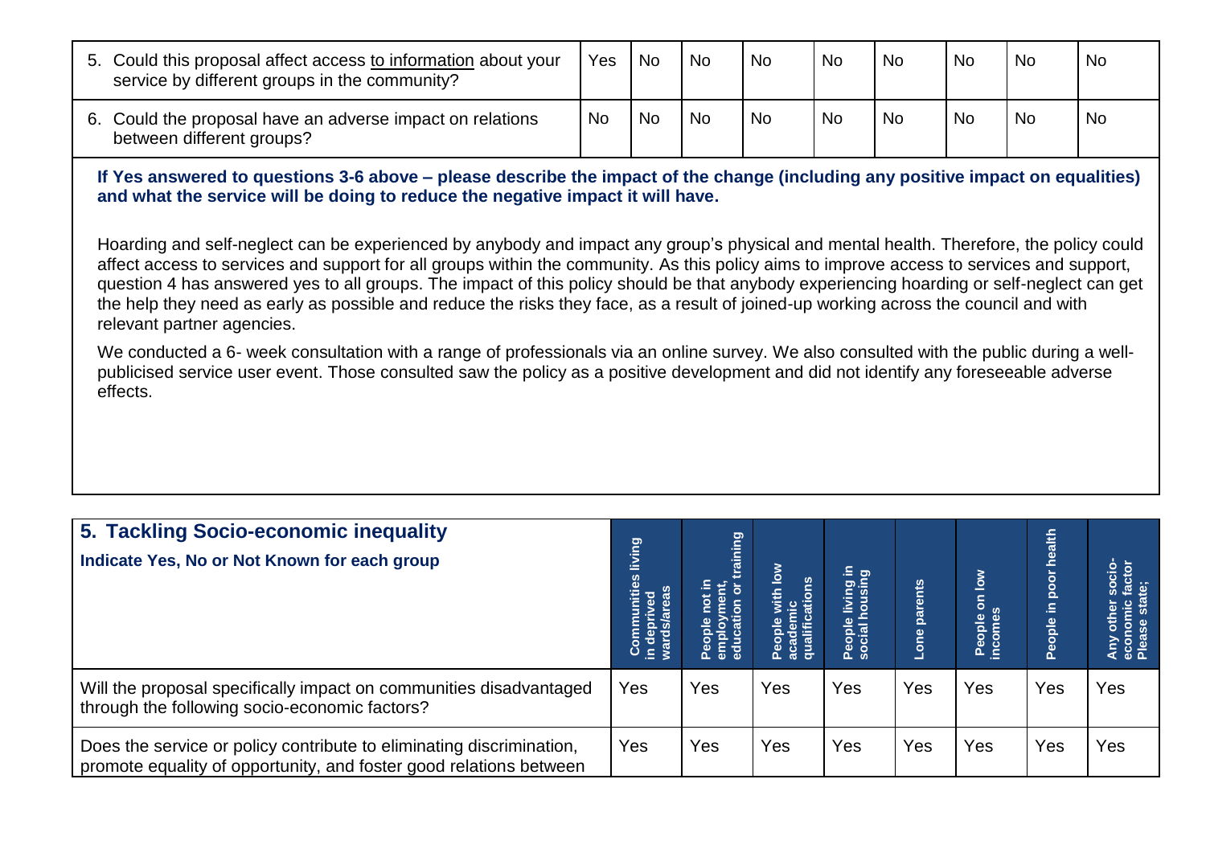| | | | | | | | | | |
|---|---|---|---|---|---|---|---|---|---|
| 5. Could this proposal affect access to information about your service by different groups in the community? | Yes | No | No | No | No | No | No | No | No |
| 6. Could the proposal have an adverse impact on relations between different groups? | No | No | No | No | No | No | No | No | No |

**If Yes answered to questions 3-6 above – please describe the impact of the change (including any positive impact on equalities) and what the service will be doing to reduce the negative impact it will have.**

Hoarding and self-neglect can be experienced by anybody and impact any group's physical and mental health. Therefore, the policy could affect access to services and support for all groups within the community. As this policy aims to improve access to services and support, question 4 has answered yes to all groups. The impact of this policy should be that anybody experiencing hoarding or self-neglect can get the help they need as early as possible and reduce the risks they face, as a result of joined-up working across the council and with relevant partner agencies.

We conducted a 6- week consultation with a range of professionals via an online survey. We also consulted with the public during a well-publicised service user event. Those consulted saw the policy as a positive development and did not identify any foreseeable adverse effects.

| **5. Tackling Socio-economic inequality** <br> **Indicate Yes, No or Not Known for each group** | Communities living in deprived wards/areas | People not in employment, education or training | People with low academic qualifications | People living in social housing | Lone parents | People on low incomes | People in poor health | Any other socio-economic factor Please state; |
|---|---|---|---|---|---|---|---|---|
| Will the proposal specifically impact on communities disadvantaged through the following socio-economic factors? | Yes | Yes | Yes | Yes | Yes | Yes | Yes | Yes |
| Does the service or policy contribute to eliminating discrimination, promote equality of opportunity, and foster good relations between | Yes | Yes | Yes | Yes | Yes | Yes | Yes | Yes |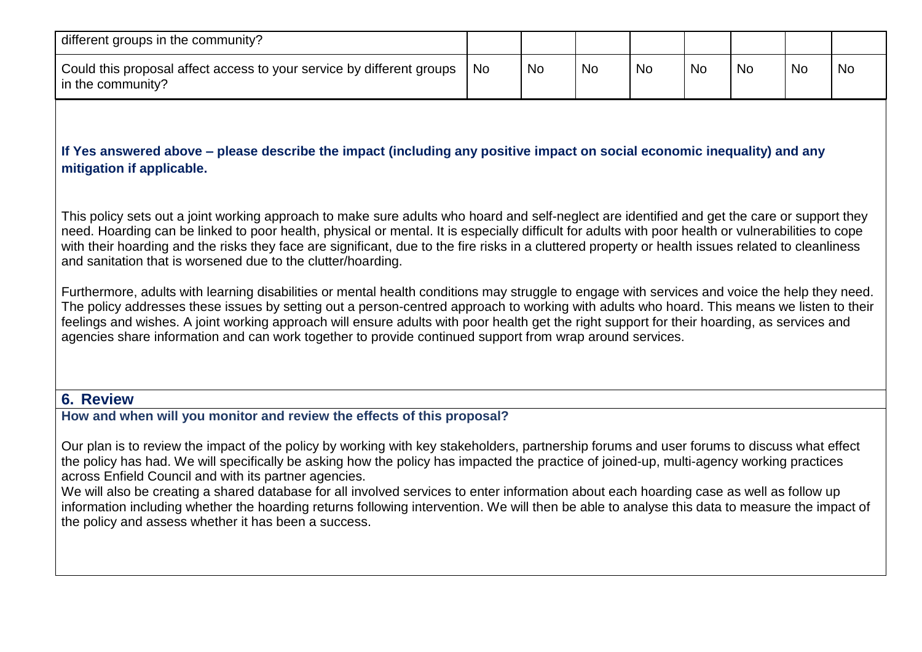| different groups in the community? | | | | | | | | |
|---|---|---|---|---|---|---|---|---|
| Could this proposal affect access to your service by different groups in the community? | No | No | No | No | No | No | No | No |

**If Yes answered above – please describe the impact (including any positive impact on social economic inequality) and any mitigation if applicable.**

This policy sets out a joint working approach to make sure adults who hoard and self-neglect are identified and get the care or support they need. Hoarding can be linked to poor health, physical or mental. It is especially difficult for adults with poor health or vulnerabilities to cope with their hoarding and the risks they face are significant, due to the fire risks in a cluttered property or health issues related to cleanliness and sanitation that is worsened due to the clutter/hoarding.

Furthermore, adults with learning disabilities or mental health conditions may struggle to engage with services and voice the help they need. The policy addresses these issues by setting out a person-centred approach to working with adults who hoard. This means we listen to their feelings and wishes. A joint working approach will ensure adults with poor health get the right support for their hoarding, as services and agencies share information and can work together to provide continued support from wrap around services.

## 6. Review

**How and when will you monitor and review the effects of this proposal?**

Our plan is to review the impact of the policy by working with key stakeholders, partnership forums and user forums to discuss what effect the policy has had. We will specifically be asking how the policy has impacted the practice of joined-up, multi-agency working practices across Enfield Council and with its partner agencies.

We will also be creating a shared database for all involved services to enter information about each hoarding case as well as follow up information including whether the hoarding returns following intervention. We will then be able to analyse this data to measure the impact of the policy and assess whether it has been a success.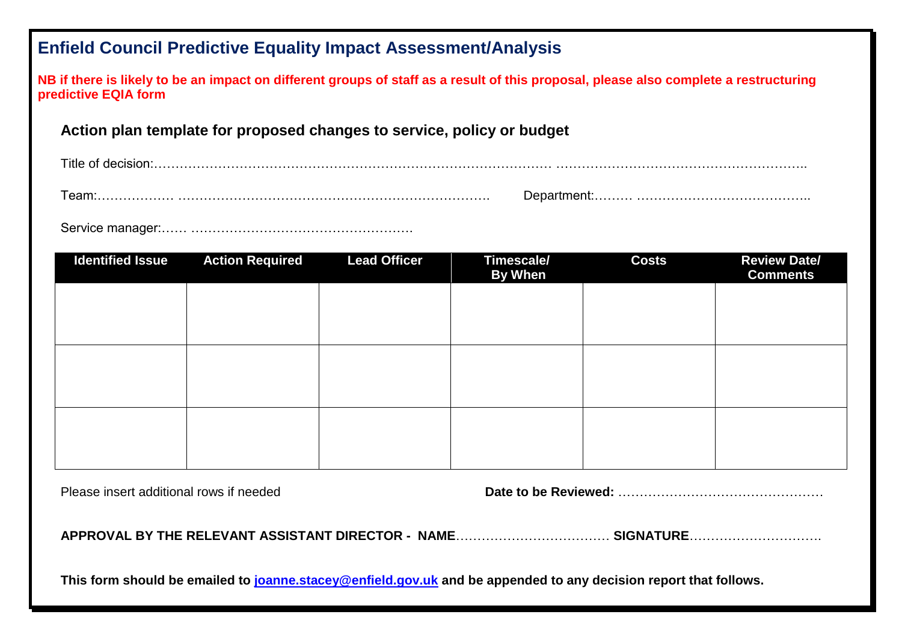# Enfield Council Predictive Equality Impact Assessment/Analysis

**NB if there is likely to be an impact on different groups of staff as a result of this proposal, please also complete a restructuring predictive EQIA form**

## Action plan template for proposed changes to service, policy or budget

Title of decision:……………………………………………………………………………… …………………………………………………..

Team:……………. ……………………………………………………………. Department:……… …………………………………..

Service manager:…… ……………………………………………

| Identified Issue | Action Required | Lead Officer | Timescale/ By When | Costs | Review Date/ Comments |
|---|---|---|---|---|---|
| | | | | | |
| | | | | | |
| | | | | | |

Please insert additional rows if needed **Date to be Reviewed:** …………………………………………

**APPROVAL BY THE RELEVANT ASSISTANT DIRECTOR - NAME**……………………………… **SIGNATURE**………………………….

**This form should be emailed to joanne.stacey@enfield.gov.uk and be appended to any decision report that follows.**